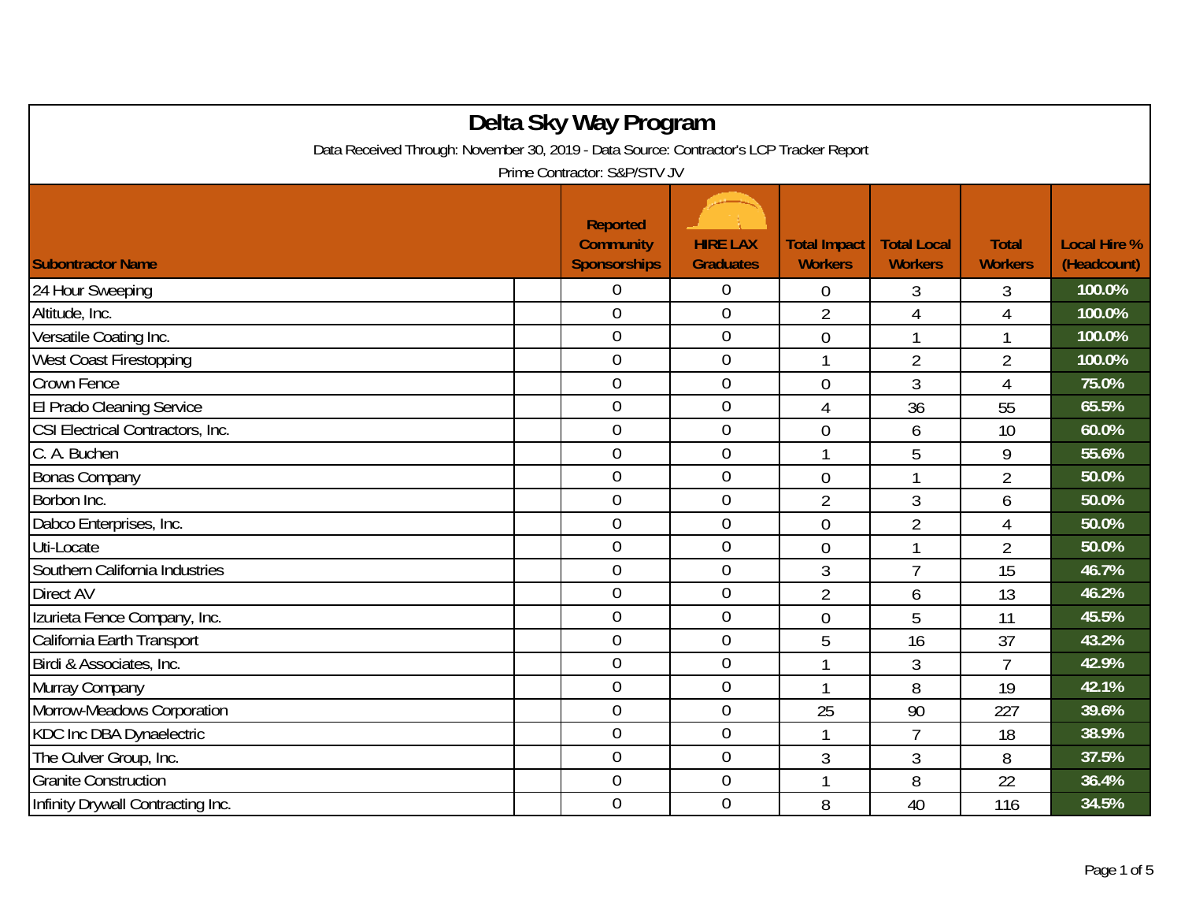# Delta Sky Way Program

Data Received Through: November 30, 2019 - Data Source: Contractor's LCP Tracker Report

Prime Contractor: S&P/STV JV

| Subontractor Name | Reported Community Sponsorships | HIRE LAX Graduates | Total Impact Workers | Total Local Workers | Total Workers | Local Hire % (Headcount) |
|---|---|---|---|---|---|---|
| 24 Hour Sweeping | 0 | 0 | 0 | 3 | 3 | 100.0% |
| Altitude, Inc. | 0 | 0 | 2 | 4 | 4 | 100.0% |
| Versatile Coating Inc. | 0 | 0 | 0 | 1 | 1 | 100.0% |
| West Coast Firestopping | 0 | 0 | 1 | 2 | 2 | 100.0% |
| Crown Fence | 0 | 0 | 0 | 3 | 4 | 75.0% |
| El Prado Cleaning Service | 0 | 0 | 4 | 36 | 55 | 65.5% |
| CSI Electrical Contractors, Inc. | 0 | 0 | 0 | 6 | 10 | 60.0% |
| C. A. Buchen | 0 | 0 | 1 | 5 | 9 | 55.6% |
| Bonas Company | 0 | 0 | 0 | 1 | 2 | 50.0% |
| Borbon Inc. | 0 | 0 | 2 | 3 | 6 | 50.0% |
| Dabco Enterprises, Inc. | 0 | 0 | 0 | 2 | 4 | 50.0% |
| Uti-Locate | 0 | 0 | 0 | 1 | 2 | 50.0% |
| Southern California Industries | 0 | 0 | 3 | 7 | 15 | 46.7% |
| Direct AV | 0 | 0 | 2 | 6 | 13 | 46.2% |
| Izurieta Fence Company, Inc. | 0 | 0 | 0 | 5 | 11 | 45.5% |
| California Earth Transport | 0 | 0 | 5 | 16 | 37 | 43.2% |
| Birdi & Associates, Inc. | 0 | 0 | 1 | 3 | 7 | 42.9% |
| Murray Company | 0 | 0 | 1 | 8 | 19 | 42.1% |
| Morrow-Meadows Corporation | 0 | 0 | 25 | 90 | 227 | 39.6% |
| KDC Inc DBA Dynaelectric | 0 | 0 | 1 | 7 | 18 | 38.9% |
| The Culver Group, Inc. | 0 | 0 | 3 | 3 | 8 | 37.5% |
| Granite Construction | 0 | 0 | 1 | 8 | 22 | 36.4% |
| Infinity Drywall Contracting Inc. | 0 | 0 | 8 | 40 | 116 | 34.5% |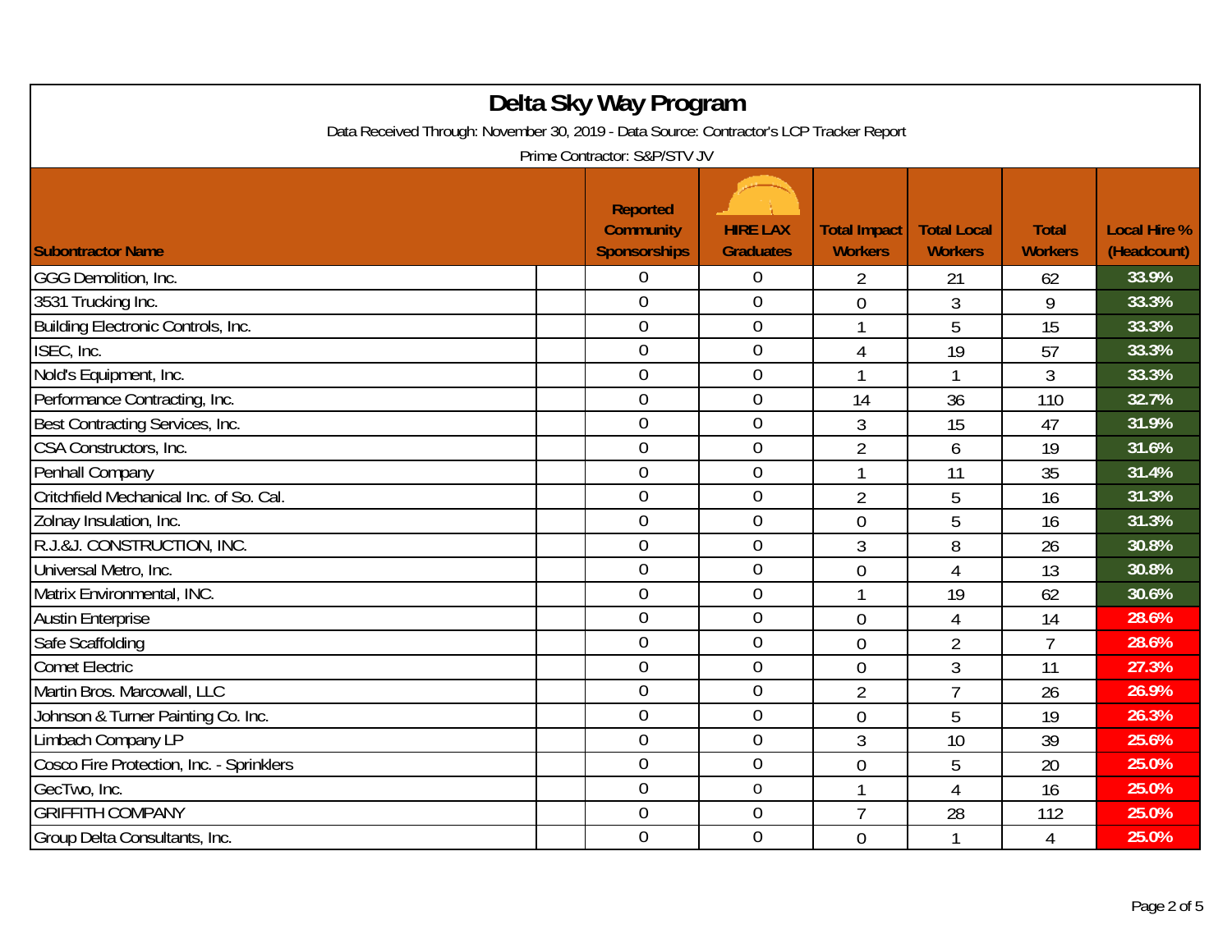# Delta Sky Way Program

Data Received Through: November 30, 2019 - Data Source: Contractor's LCP Tracker Report

Prime Contractor: S&P/STV JV

| Subontractor Name | Reported Community Sponsorships | HIRE LAX Graduates | Total Impact Workers | Total Local Workers | Total Workers | Local Hire % (Headcount) |
|---|---|---|---|---|---|---|
| GGG Demolition, Inc. | 0 | 0 | 2 | 21 | 62 | 33.9% |
| 3531 Trucking Inc. | 0 | 0 | 0 | 3 | 9 | 33.3% |
| Building Electronic Controls, Inc. | 0 | 0 | 1 | 5 | 15 | 33.3% |
| ISEC, Inc. | 0 | 0 | 4 | 19 | 57 | 33.3% |
| Nold's Equipment, Inc. | 0 | 0 | 1 | 1 | 3 | 33.3% |
| Performance Contracting, Inc. | 0 | 0 | 14 | 36 | 110 | 32.7% |
| Best Contracting Services, Inc. | 0 | 0 | 3 | 15 | 47 | 31.9% |
| CSA Constructors, Inc. | 0 | 0 | 2 | 6 | 19 | 31.6% |
| Penhall Company | 0 | 0 | 1 | 11 | 35 | 31.4% |
| Critchfield Mechanical Inc. of So. Cal. | 0 | 0 | 2 | 5 | 16 | 31.3% |
| Zolnay Insulation, Inc. | 0 | 0 | 0 | 5 | 16 | 31.3% |
| R.J.&J. CONSTRUCTION, INC. | 0 | 0 | 3 | 8 | 26 | 30.8% |
| Universal Metro, Inc. | 0 | 0 | 0 | 4 | 13 | 30.8% |
| Matrix Environmental, INC. | 0 | 0 | 1 | 19 | 62 | 30.6% |
| Austin Enterprise | 0 | 0 | 0 | 4 | 14 | 28.6% |
| Safe Scaffolding | 0 | 0 | 0 | 2 | 7 | 28.6% |
| Comet Electric | 0 | 0 | 0 | 3 | 11 | 27.3% |
| Martin Bros. Marcowall, LLC | 0 | 0 | 2 | 7 | 26 | 26.9% |
| Johnson & Turner Painting Co. Inc. | 0 | 0 | 0 | 5 | 19 | 26.3% |
| Limbach Company LP | 0 | 0 | 3 | 10 | 39 | 25.6% |
| Cosco Fire Protection, Inc. - Sprinklers | 0 | 0 | 0 | 5 | 20 | 25.0% |
| GecTwo, Inc. | 0 | 0 | 1 | 4 | 16 | 25.0% |
| GRIFFITH COMPANY | 0 | 0 | 7 | 28 | 112 | 25.0% |
| Group Delta Consultants, Inc. | 0 | 0 | 0 | 1 | 4 | 25.0% |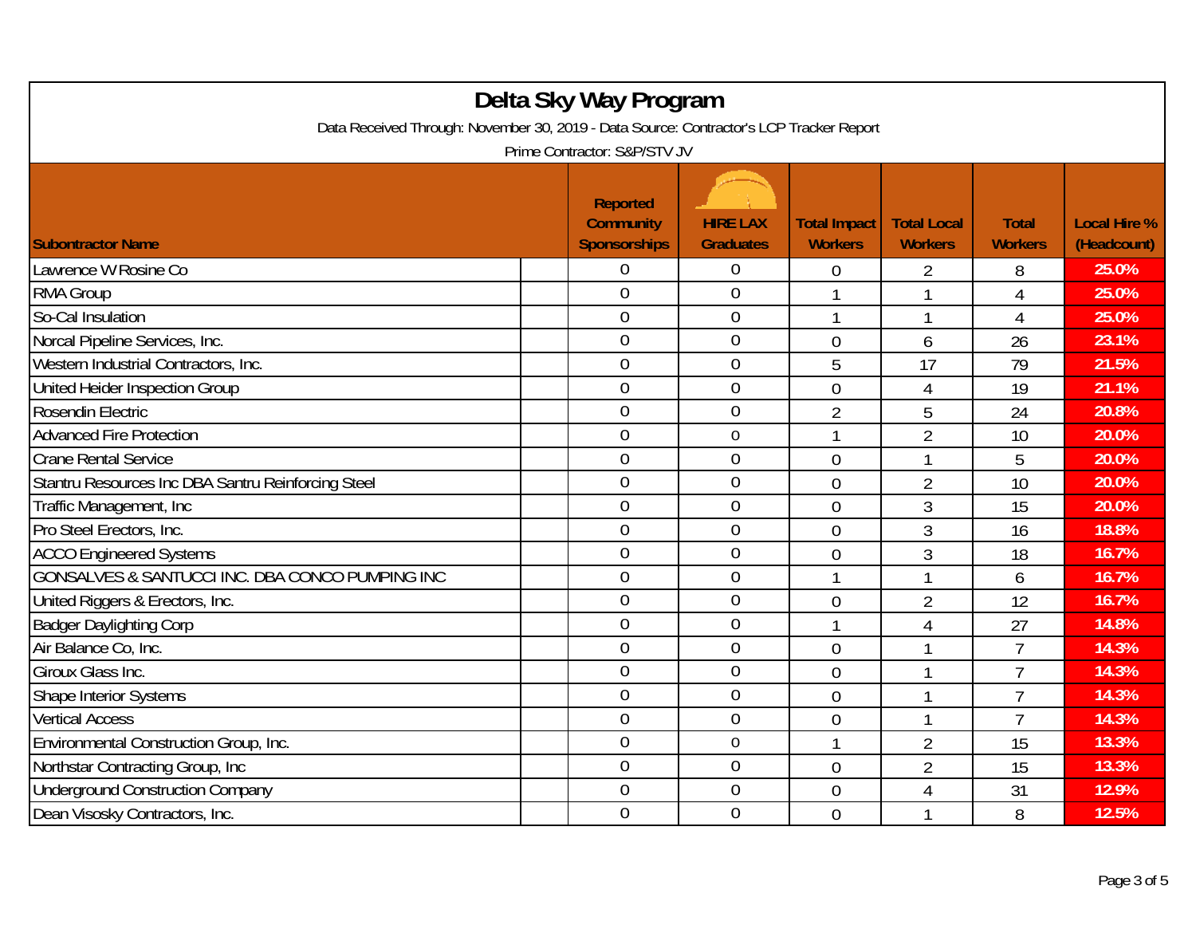# Delta Sky Way Program

Data Received Through: November 30, 2019 - Data Source: Contractor's LCP Tracker Report

Prime Contractor: S&P/STV JV

| Subontractor Name | Reported Community Sponsorships | HIRE LAX Graduates | Total Impact Workers | Total Local Workers | Total Workers | Local Hire % (Headcount) |
|---|---|---|---|---|---|---|
| Lawrence W Rosine Co | 0 | 0 | 0 | 2 | 8 | 25.0% |
| RMA Group | 0 | 0 | 1 | 1 | 4 | 25.0% |
| So-Cal Insulation | 0 | 0 | 1 | 1 | 4 | 25.0% |
| Norcal Pipeline Services, Inc. | 0 | 0 | 0 | 6 | 26 | 23.1% |
| Western Industrial Contractors, Inc. | 0 | 0 | 5 | 17 | 79 | 21.5% |
| United Heider Inspection Group | 0 | 0 | 0 | 4 | 19 | 21.1% |
| Rosendin Electric | 0 | 0 | 2 | 5 | 24 | 20.8% |
| Advanced Fire Protection | 0 | 0 | 1 | 2 | 10 | 20.0% |
| Crane Rental Service | 0 | 0 | 0 | 1 | 5 | 20.0% |
| Stantru Resources Inc DBA Santru Reinforcing Steel | 0 | 0 | 0 | 2 | 10 | 20.0% |
| Traffic Management, Inc | 0 | 0 | 0 | 3 | 15 | 20.0% |
| Pro Steel Erectors, Inc. | 0 | 0 | 0 | 3 | 16 | 18.8% |
| ACCO Engineered Systems | 0 | 0 | 0 | 3 | 18 | 16.7% |
| GONSALVES & SANTUCCI INC. DBA CONCO PUMPING INC | 0 | 0 | 1 | 1 | 6 | 16.7% |
| United Riggers & Erectors, Inc. | 0 | 0 | 0 | 2 | 12 | 16.7% |
| Badger Daylighting Corp | 0 | 0 | 1 | 4 | 27 | 14.8% |
| Air Balance Co, Inc. | 0 | 0 | 0 | 1 | 7 | 14.3% |
| Giroux Glass Inc. | 0 | 0 | 0 | 1 | 7 | 14.3% |
| Shape Interior Systems | 0 | 0 | 0 | 1 | 7 | 14.3% |
| Vertical Access | 0 | 0 | 0 | 1 | 7 | 14.3% |
| Environmental Construction Group, Inc. | 0 | 0 | 1 | 2 | 15 | 13.3% |
| Northstar Contracting Group, Inc | 0 | 0 | 0 | 2 | 15 | 13.3% |
| Underground Construction Company | 0 | 0 | 0 | 4 | 31 | 12.9% |
| Dean Visosky Contractors, Inc. | 0 | 0 | 0 | 1 | 8 | 12.5% |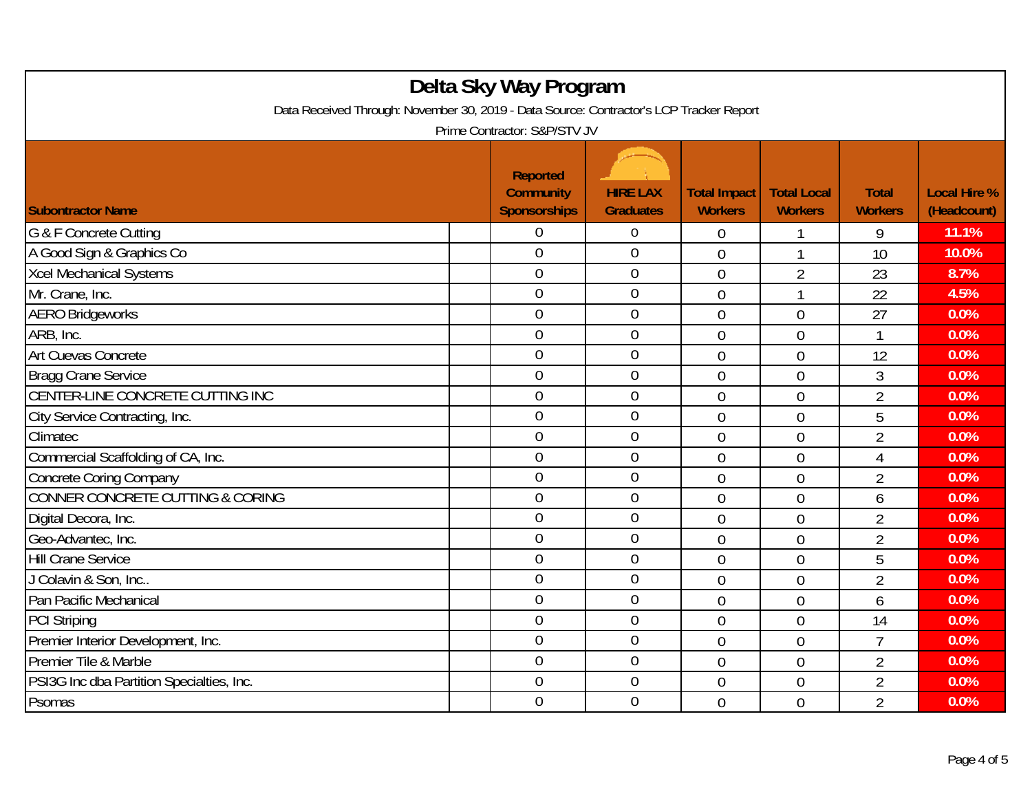# Delta Sky Way Program

Data Received Through: November 30, 2019 - Data Source: Contractor's LCP Tracker Report

Prime Contractor: S&P/STV JV

| Subontractor Name | Reported Community Sponsorships | HIRE LAX Graduates | Total Impact Workers | Total Local Workers | Total Workers | Local Hire % (Headcount) |
|---|---|---|---|---|---|---|
| G & F Concrete Cutting | 0 | 0 | 0 | 1 | 9 | 11.1% |
| A Good Sign & Graphics Co | 0 | 0 | 0 | 1 | 10 | 10.0% |
| Xcel Mechanical Systems | 0 | 0 | 0 | 2 | 23 | 8.7% |
| Mr. Crane, Inc. | 0 | 0 | 0 | 1 | 22 | 4.5% |
| AERO Bridgeworks | 0 | 0 | 0 | 0 | 27 | 0.0% |
| ARB, Inc. | 0 | 0 | 0 | 0 | 1 | 0.0% |
| Art Cuevas Concrete | 0 | 0 | 0 | 0 | 12 | 0.0% |
| Bragg Crane Service | 0 | 0 | 0 | 0 | 3 | 0.0% |
| CENTER-LINE CONCRETE CUTTING INC | 0 | 0 | 0 | 0 | 2 | 0.0% |
| City Service Contracting, Inc. | 0 | 0 | 0 | 0 | 5 | 0.0% |
| Climatec | 0 | 0 | 0 | 0 | 2 | 0.0% |
| Commercial Scaffolding of CA, Inc. | 0 | 0 | 0 | 0 | 4 | 0.0% |
| Concrete Coring Company | 0 | 0 | 0 | 0 | 2 | 0.0% |
| CONNER CONCRETE CUTTING & CORING | 0 | 0 | 0 | 0 | 6 | 0.0% |
| Digital Decora, Inc. | 0 | 0 | 0 | 0 | 2 | 0.0% |
| Geo-Advantec, Inc. | 0 | 0 | 0 | 0 | 2 | 0.0% |
| Hill Crane Service | 0 | 0 | 0 | 0 | 5 | 0.0% |
| J Colavin & Son, Inc.. | 0 | 0 | 0 | 0 | 2 | 0.0% |
| Pan Pacific Mechanical | 0 | 0 | 0 | 0 | 6 | 0.0% |
| PCI Striping | 0 | 0 | 0 | 0 | 14 | 0.0% |
| Premier Interior Development, Inc. | 0 | 0 | 0 | 0 | 7 | 0.0% |
| Premier Tile & Marble | 0 | 0 | 0 | 0 | 2 | 0.0% |
| PSI3G Inc dba Partition Specialties, Inc. | 0 | 0 | 0 | 0 | 2 | 0.0% |
| Psomas | 0 | 0 | 0 | 0 | 2 | 0.0% |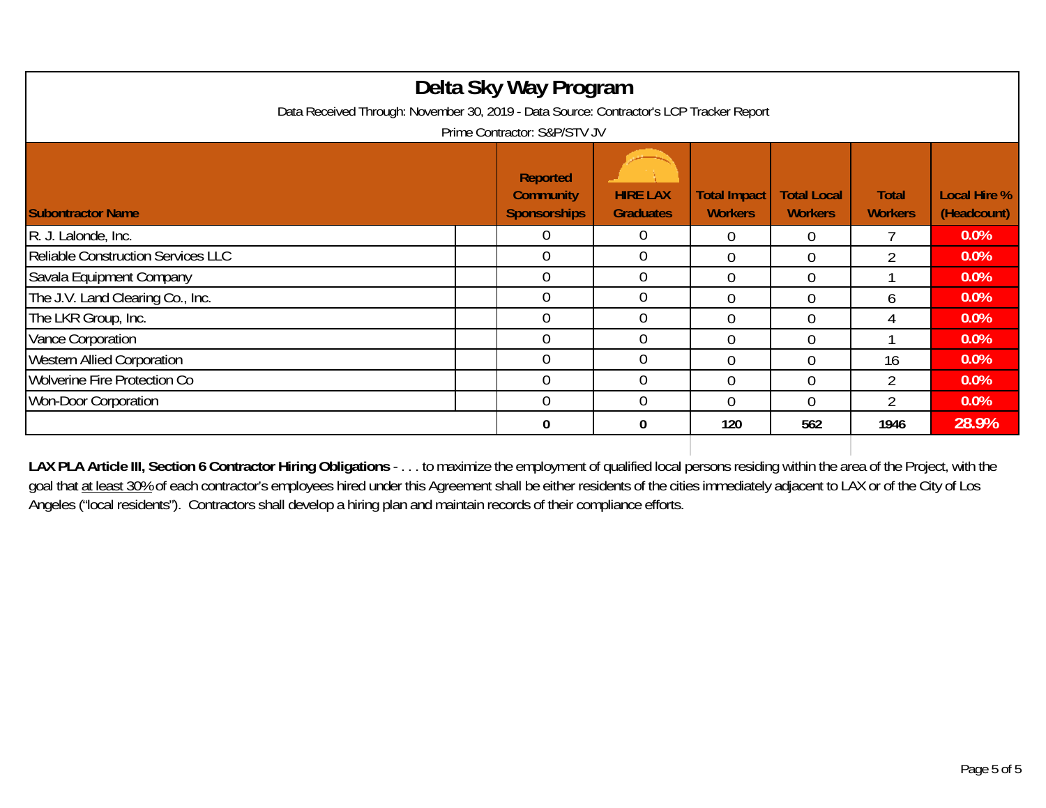# Delta Sky Way Program

Data Received Through: November 30, 2019 - Data Source: Contractor's LCP Tracker Report

Prime Contractor: S&P/STV JV

| Subontractor Name | Reported Community Sponsorships | HIRE LAX Graduates | Total Impact Workers | Total Local Workers | Total Workers | Local Hire % (Headcount) |
|---|---|---|---|---|---|---|
| R. J. Lalonde, Inc. | 0 | 0 | 0 | 0 | 7 | 0.0% |
| Reliable Construction Services LLC | 0 | 0 | 0 | 0 | 2 | 0.0% |
| Savala Equipment Company | 0 | 0 | 0 | 0 | 1 | 0.0% |
| The J.V. Land Clearing Co., Inc. | 0 | 0 | 0 | 0 | 6 | 0.0% |
| The LKR Group, Inc. | 0 | 0 | 0 | 0 | 4 | 0.0% |
| Vance Corporation | 0 | 0 | 0 | 0 | 1 | 0.0% |
| Western Allied Corporation | 0 | 0 | 0 | 0 | 16 | 0.0% |
| Wolverine Fire Protection Co | 0 | 0 | 0 | 0 | 2 | 0.0% |
| Won-Door Corporation | 0 | 0 | 0 | 0 | 2 | 0.0% |
| | **0** | **0** | **120** | **562** | **1946** | **28.9%** |

**LAX PLA Article III, Section 6 Contractor Hiring Obligations** - . . . to maximize the employment of qualified local persons residing within the area of the Project, with the goal that at least 30% of each contractor's employees hired under this Agreement shall be either residents of the cities immediately adjacent to LAX or of the City of Los Angeles ("local residents"). Contractors shall develop a hiring plan and maintain records of their compliance efforts.